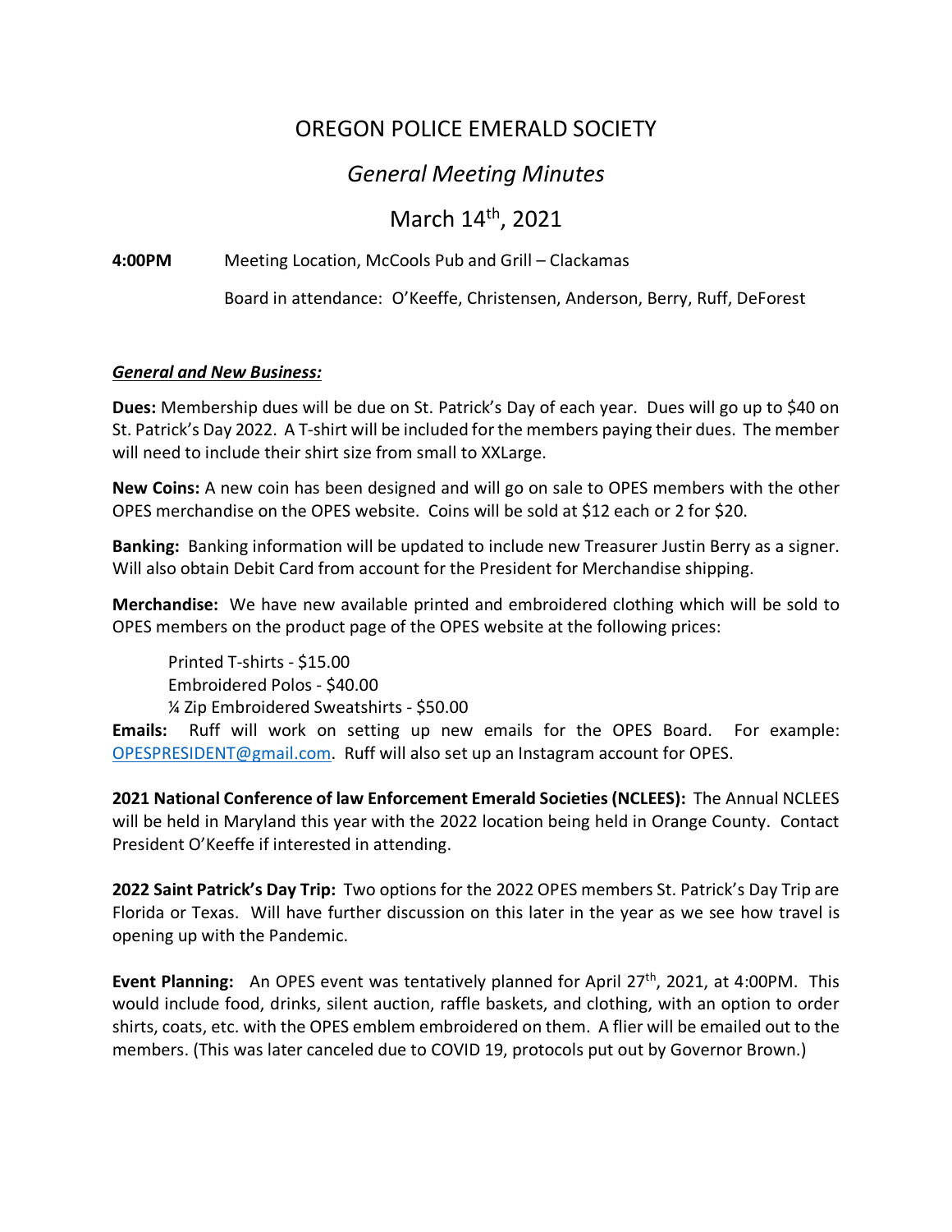# OREGON POLICE EMERALD SOCIETY

## *General Meeting Minutes*

## March 14th, 2021

**4:00PM** Meeting Location, McCools Pub and Grill – Clackamas

Board in attendance: O'Keeffe, Christensen, Anderson, Berry, Ruff, DeForest

***General and New Business:***

**Dues:** Membership dues will be due on St. Patrick's Day of each year. Dues will go up to $40 on St. Patrick's Day 2022. A T-shirt will be included for the members paying their dues. The member will need to include their shirt size from small to XXLarge.

**New Coins:** A new coin has been designed and will go on sale to OPES members with the other OPES merchandise on the OPES website. Coins will be sold at $12 each or 2 for $20.

**Banking:** Banking information will be updated to include new Treasurer Justin Berry as a signer. Will also obtain Debit Card from account for the President for Merchandise shipping.

**Merchandise:** We have new available printed and embroidered clothing which will be sold to OPES members on the product page of the OPES website at the following prices:

Printed T-shirts - $15.00
Embroidered Polos - $40.00
¼ Zip Embroidered Sweatshirts - $50.00

**Emails:** Ruff will work on setting up new emails for the OPES Board. For example: OPESPRESIDENT@gmail.com. Ruff will also set up an Instagram account for OPES.

**2021 National Conference of law Enforcement Emerald Societies (NCLEES):** The Annual NCLEES will be held in Maryland this year with the 2022 location being held in Orange County. Contact President O'Keeffe if interested in attending.

**2022 Saint Patrick's Day Trip:** Two options for the 2022 OPES members St. Patrick's Day Trip are Florida or Texas. Will have further discussion on this later in the year as we see how travel is opening up with the Pandemic.

**Event Planning:** An OPES event was tentatively planned for April 27th, 2021, at 4:00PM. This would include food, drinks, silent auction, raffle baskets, and clothing, with an option to order shirts, coats, etc. with the OPES emblem embroidered on them. A flier will be emailed out to the members. (This was later canceled due to COVID 19, protocols put out by Governor Brown.)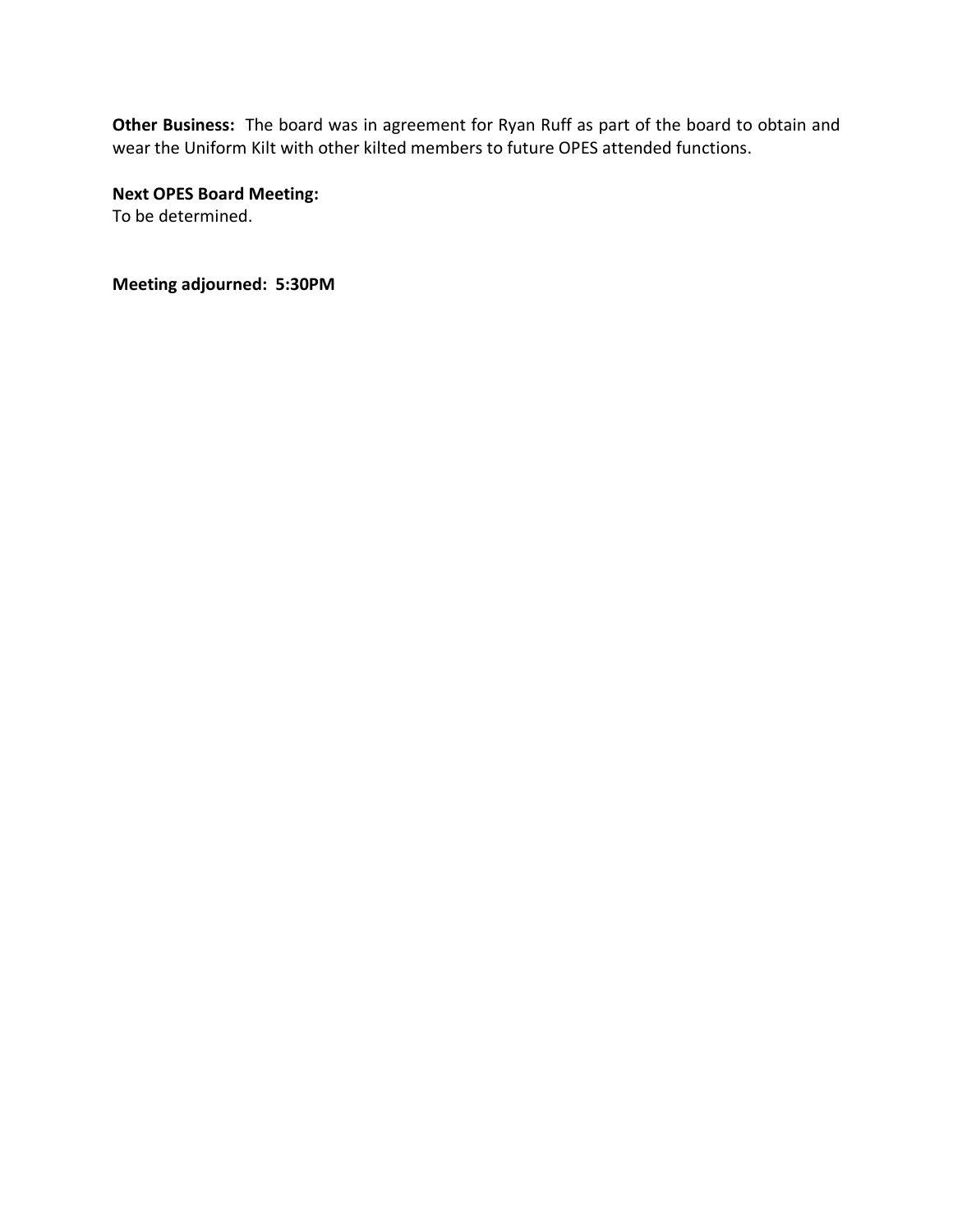**Other Business:** The board was in agreement for Ryan Ruff as part of the board to obtain and wear the Uniform Kilt with other kilted members to future OPES attended functions.

**Next OPES Board Meeting:**
To be determined.

**Meeting adjourned: 5:30PM**